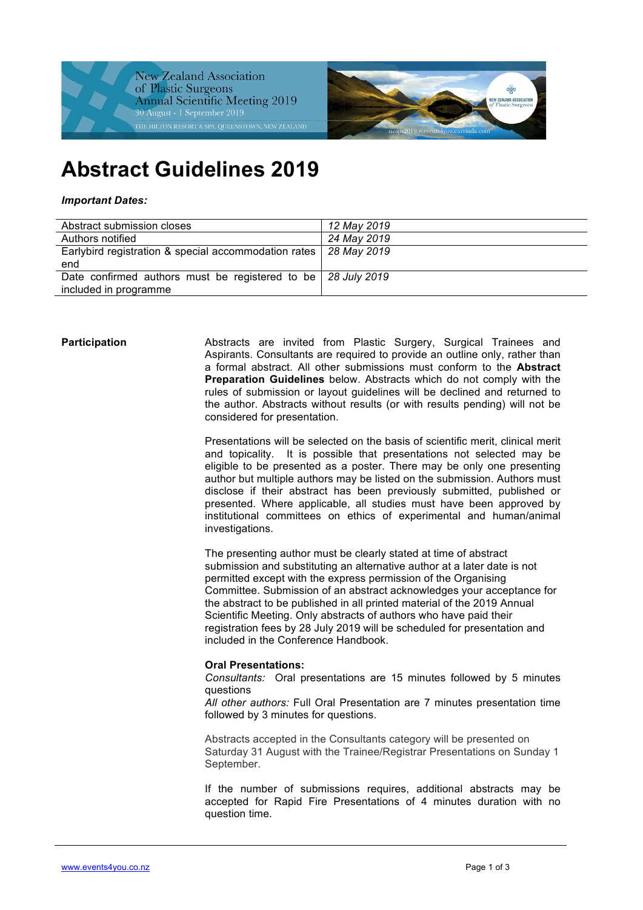New Zealand Association of Plastic Surgeons Annual Scientific Meeting 2019
30 August - 1 September 2019
THE HILTON RESORT & SPA, QUEENSTOWN, NEW ZEALAND

# Abstract Guidelines 2019

***Important Dates:***

| | |
|---|---|
| Abstract submission closes | *12 May 2019* |
| Authors notified | *24 May 2019* |
| Earlybird registration & special accommodation rates end | *28 May 2019* |
| Date confirmed authors must be registered to be included in programme | *28 July 2019* |

**Participation**

Abstracts are invited from Plastic Surgery, Surgical Trainees and Aspirants. Consultants are required to provide an outline only, rather than a formal abstract. All other submissions must conform to the **Abstract Preparation Guidelines** below. Abstracts which do not comply with the rules of submission or layout guidelines will be declined and returned to the author. Abstracts without results (or with results pending) will not be considered for presentation.

Presentations will be selected on the basis of scientific merit, clinical merit and topicality. It is possible that presentations not selected may be eligible to be presented as a poster. There may be only one presenting author but multiple authors may be listed on the submission. Authors must disclose if their abstract has been previously submitted, published or presented. Where applicable, all studies must have been approved by institutional committees on ethics of experimental and human/animal investigations.

The presenting author must be clearly stated at time of abstract submission and substituting an alternative author at a later date is not permitted except with the express permission of the Organising Committee. Submission of an abstract acknowledges your acceptance for the abstract to be published in all printed material of the 2019 Annual Scientific Meeting. Only abstracts of authors who have paid their registration fees by 28 July 2019 will be scheduled for presentation and included in the Conference Handbook.

**Oral Presentations:**
*Consultants:* Oral presentations are 15 minutes followed by 5 minutes questions
*All other authors:* Full Oral Presentation are 7 minutes presentation time followed by 3 minutes for questions.

Abstracts accepted in the Consultants category will be presented on Saturday 31 August with the Trainee/Registrar Presentations on Sunday 1 September.

If the number of submissions requires, additional abstracts may be accepted for Rapid Fire Presentations of 4 minutes duration with no question time.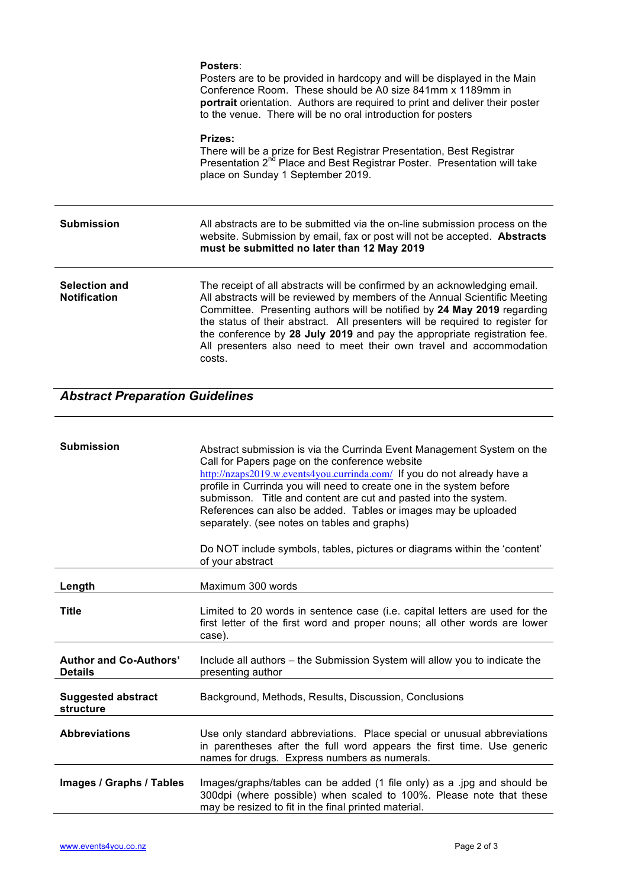**Posters**:
Posters are to be provided in hardcopy and will be displayed in the Main Conference Room. These should be A0 size 841mm x 1189mm in **portrait** orientation. Authors are required to print and deliver their poster to the venue. There will be no oral introduction for posters

**Prizes:**
There will be a prize for Best Registrar Presentation, Best Registrar Presentation 2nd Place and Best Registrar Poster. Presentation will take place on Sunday 1 September 2019.

| | |
|---|---|
| **Submission** | All abstracts are to be submitted via the on-line submission process on the website. Submission by email, fax or post will not be accepted. **Abstracts must be submitted no later than 12 May 2019** |
| **Selection and Notification** | The receipt of all abstracts will be confirmed by an acknowledging email. All abstracts will be reviewed by members of the Annual Scientific Meeting Committee. Presenting authors will be notified by **24 May 2019** regarding the status of their abstract. All presenters will be required to register for the conference by **28 July 2019** and pay the appropriate registration fee. All presenters also need to meet their own travel and accommodation costs. |

## *Abstract Preparation Guidelines*

| | |
|---|---|
| **Submission** | Abstract submission is via the Currinda Event Management System on the Call for Papers page on the conference website http://nzaps2019.w.events4you.currinda.com/ If you do not already have a profile in Currinda you will need to create one in the system before submisson. Title and content are cut and pasted into the system. References can also be added. Tables or images may be uploaded separately. (see notes on tables and graphs)<br><br>Do NOT include symbols, tables, pictures or diagrams within the 'content' of your abstract |
| **Length** | Maximum 300 words |
| **Title** | Limited to 20 words in sentence case (i.e. capital letters are used for the first letter of the first word and proper nouns; all other words are lower case). |
| **Author and Co-Authors' Details** | Include all authors – the Submission System will allow you to indicate the presenting author |
| **Suggested abstract structure** | Background, Methods, Results, Discussion, Conclusions |
| **Abbreviations** | Use only standard abbreviations. Place special or unusual abbreviations in parentheses after the full word appears the first time. Use generic names for drugs. Express numbers as numerals. |
| **Images / Graphs / Tables** | Images/graphs/tables can be added (1 file only) as a .jpg and should be 300dpi (where possible) when scaled to 100%. Please note that these may be resized to fit in the final printed material. |

www.events4you.co.nz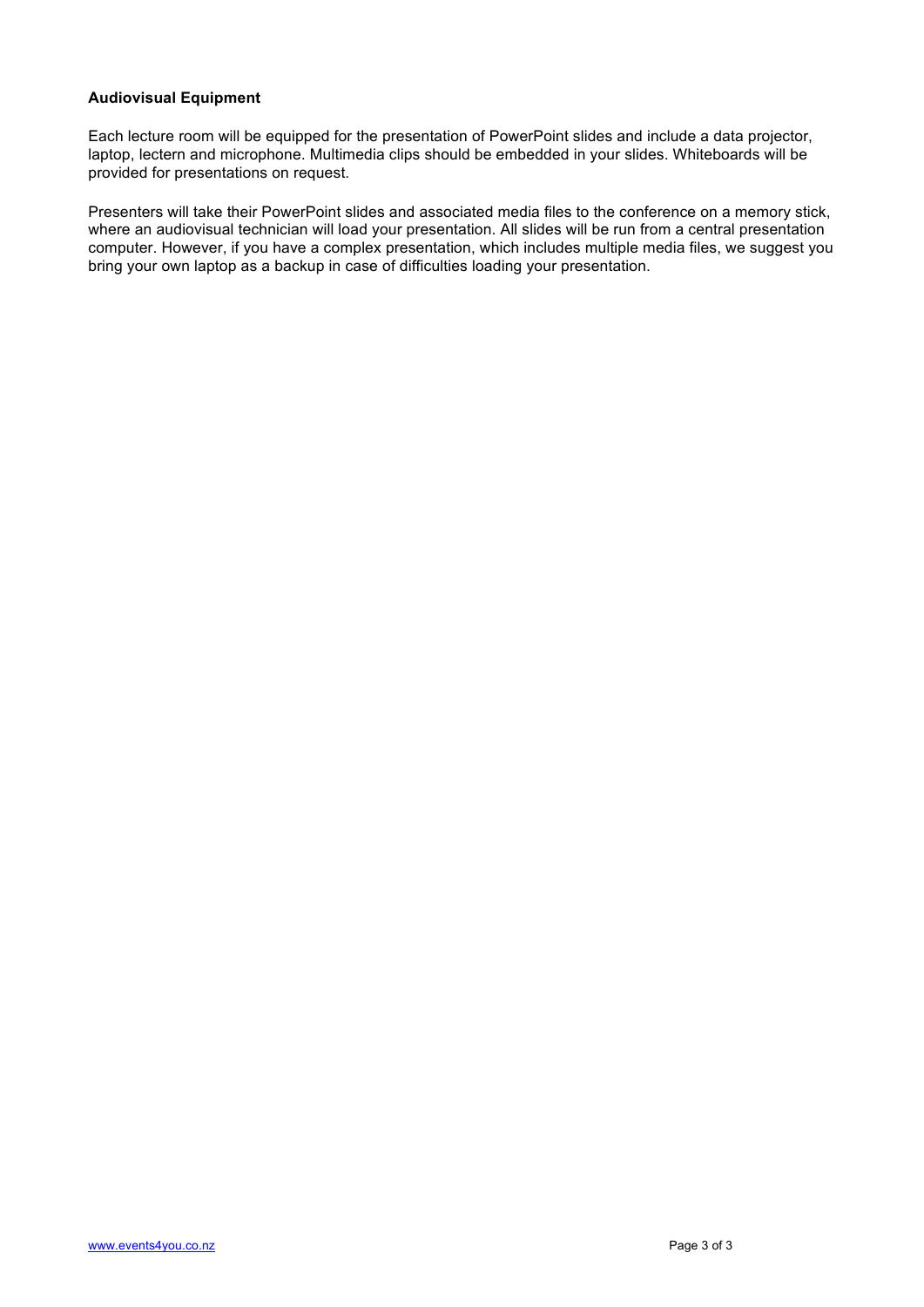**Audiovisual Equipment**

Each lecture room will be equipped for the presentation of PowerPoint slides and include a data projector, laptop, lectern and microphone. Multimedia clips should be embedded in your slides. Whiteboards will be provided for presentations on request.

Presenters will take their PowerPoint slides and associated media files to the conference on a memory stick, where an audiovisual technician will load your presentation. All slides will be run from a central presentation computer. However, if you have a complex presentation, which includes multiple media files, we suggest you bring your own laptop as a backup in case of difficulties loading your presentation.